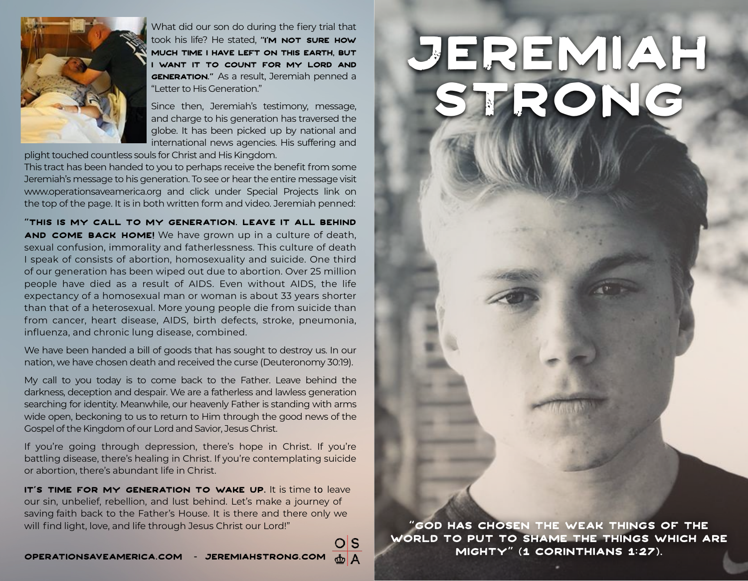What did our son do during the fiery trial that took his life? He stated, **"I'M NOT SURE HOW MUCH TIME I HAVE LEFT ON THIS EARTH, BUT I WANT IT TO COUNT FOR MY LORD AND GENERATION."** As a result, Jeremiah penned a "Letter to His Generation."

Since then, Jeremiah's testimony, message, and charge to his generation has traversed the globe. It has been picked up by national and international news agencies. His suffering and plight touched countless souls for Christ and His Kingdom.

This tract has been handed to you to perhaps receive the benefit from some Jeremiah's message to his generation. To see or hear the entire message visit www.operationsaveamerica.org and click under Special Projects link on the top of the page. It is in both written form and video. Jeremiah penned:

**"THIS IS MY CALL TO MY GENERATION. LEAVE IT ALL BEHIND AND COME BACK HOME!** We have grown up in a culture of death, sexual confusion, immorality and fatherlessness. This culture of death I speak of consists of abortion, homosexuality and suicide. One third of our generation has been wiped out due to abortion. Over 25 million people have died as a result of AIDS. Even without AIDS, the life expectancy of a homosexual man or woman is about 33 years shorter than that of a heterosexual. More young people die from suicide than from cancer, heart disease, AIDS, birth defects, stroke, pneumonia, influenza, and chronic lung disease, combined.

We have been handed a bill of goods that has sought to destroy us. In our nation, we have chosen death and received the curse (Deuteronomy 30:19).

My call to you today is to come back to the Father. Leave behind the darkness, deception and despair. We are a fatherless and lawless generation searching for identity. Meanwhile, our heavenly Father is standing with arms wide open, beckoning to us to return to Him through the good news of the Gospel of the Kingdom of our Lord and Savior, Jesus Christ.

If you're going through depression, there's hope in Christ. If you're battling disease, there's healing in Christ. If you're contemplating suicide or abortion, there's abundant life in Christ.

**IT'S TIME FOR MY GENERATION TO WAKE UP.** It is time to leave our sin, unbelief, rebellion, and lust behind. Let's make a journey of saving faith back to the Father's House. It is there and there only we will find light, love, and life through Jesus Christ our Lord!"

**OPERATIONSAVEAMERICA.COM - JEREMIAHSTRONG.COM**

# JEREMIAH STRONG

**"GOD HAS CHOSEN THE WEAK THINGS OF THE WORLD TO PUT TO SHAME THE THINGS WHICH ARE MIGHTY" (1 CORINTHIANS 1:27).**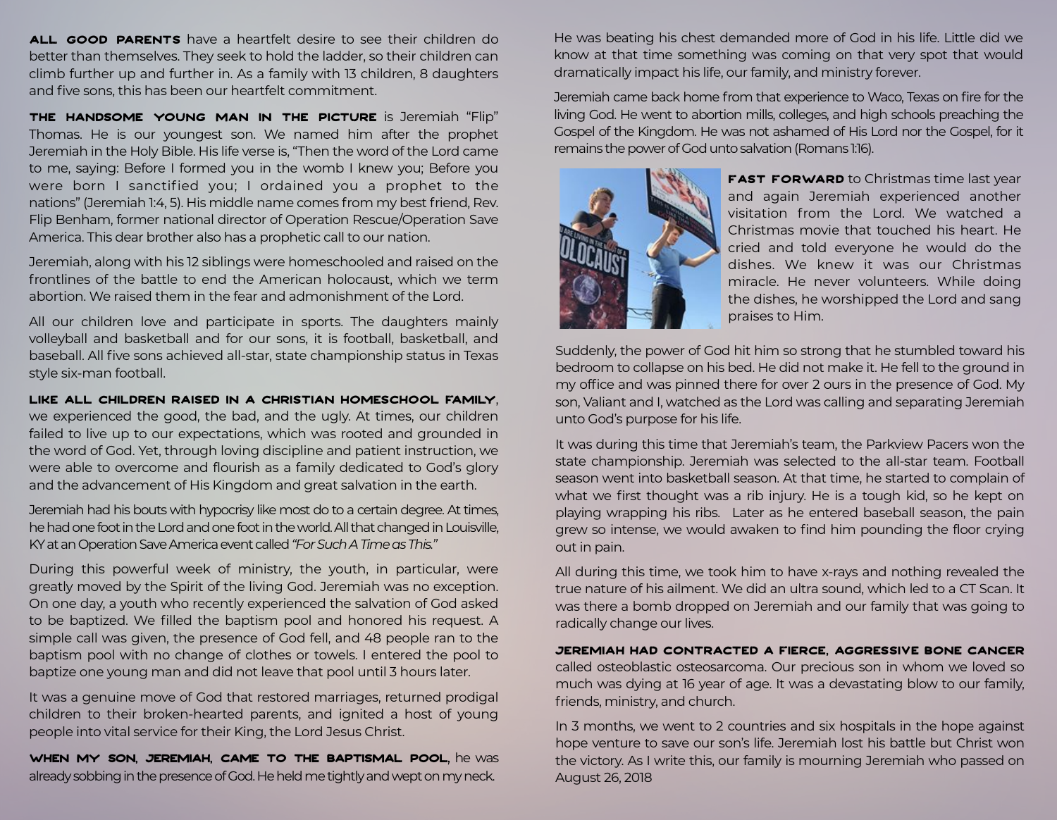**ALL GOOD PARENTS** have a heartfelt desire to see their children do better than themselves. They seek to hold the ladder, so their children can climb further up and further in. As a family with 13 children, 8 daughters and five sons, this has been our heartfelt commitment.

**THE HANDSOME YOUNG MAN IN THE PICTURE** is Jeremiah "Flip" Thomas. He is our youngest son. We named him after the prophet Jeremiah in the Holy Bible. His life verse is, "Then the word of the Lord came to me, saying: Before I formed you in the womb I knew you; Before you were born I sanctified you; I ordained you a prophet to the nations" (Jeremiah 1:4, 5). His middle name comes from my best friend, Rev. Flip Benham, former national director of Operation Rescue/Operation Save America. This dear brother also has a prophetic call to our nation.

Jeremiah, along with his 12 siblings were homeschooled and raised on the frontlines of the battle to end the American holocaust, which we term abortion. We raised them in the fear and admonishment of the Lord.

All our children love and participate in sports. The daughters mainly volleyball and basketball and for our sons, it is football, basketball, and baseball. All five sons achieved all-star, state championship status in Texas style six-man football.

**LIKE ALL CHILDREN RAISED IN A CHRISTIAN HOMESCHOOL FAMILY**, we experienced the good, the bad, and the ugly. At times, our children failed to live up to our expectations, which was rooted and grounded in the word of God. Yet, through loving discipline and patient instruction, we were able to overcome and flourish as a family dedicated to God's glory and the advancement of His Kingdom and great salvation in the earth.

Jeremiah had his bouts with hypocrisy like most do to a certain degree. At times, he had one foot in the Lord and one foot in the world. All that changed in Louisville, KY at an Operation Save America event called *"For Such A Time as This."*

During this powerful week of ministry, the youth, in particular, were greatly moved by the Spirit of the living God. Jeremiah was no exception. On one day, a youth who recently experienced the salvation of God asked to be baptized. We filled the baptism pool and honored his request. A simple call was given, the presence of God fell, and 48 people ran to the baptism pool with no change of clothes or towels. I entered the pool to baptize one young man and did not leave that pool until 3 hours later.

It was a genuine move of God that restored marriages, returned prodigal children to their broken-hearted parents, and ignited a host of young people into vital service for their King, the Lord Jesus Christ.

**WHEN MY SON, JEREMIAH, CAME TO THE BAPTISMAL POOL**, he was already sobbing in the presence of God. He held me tightly and wept on my neck. He was beating his chest demanded more of God in his life. Little did we know at that time something was coming on that very spot that would dramatically impact his life, our family, and ministry forever.

Jeremiah came back home from that experience to Waco, Texas on fire for the living God. He went to abortion mills, colleges, and high schools preaching the Gospel of the Kingdom. He was not ashamed of His Lord nor the Gospel, for it remains the power of God unto salvation (Romans 1:16).

**FAST FORWARD** to Christmas time last year and again Jeremiah experienced another visitation from the Lord. We watched a Christmas movie that touched his heart. He cried and told everyone he would do the dishes. We knew it was our Christmas miracle. He never volunteers. While doing the dishes, he worshipped the Lord and sang praises to Him.

Suddenly, the power of God hit him so strong that he stumbled toward his bedroom to collapse on his bed. He did not make it. He fell to the ground in my office and was pinned there for over 2 ours in the presence of God. My son, Valiant and I, watched as the Lord was calling and separating Jeremiah unto God's purpose for his life.

It was during this time that Jeremiah's team, the Parkview Pacers won the state championship. Jeremiah was selected to the all-star team. Football season went into basketball season. At that time, he started to complain of what we first thought was a rib injury. He is a tough kid, so he kept on playing wrapping his ribs. Later as he entered baseball season, the pain grew so intense, we would awaken to find him pounding the floor crying out in pain.

All during this time, we took him to have x-rays and nothing revealed the true nature of his ailment. We did an ultra sound, which led to a CT Scan. It was there a bomb dropped on Jeremiah and our family that was going to radically change our lives.

**JEREMIAH HAD CONTRACTED A FIERCE, AGGRESSIVE BONE CANCER** called osteoblastic osteosarcoma. Our precious son in whom we loved so much was dying at 16 year of age. It was a devastating blow to our family, friends, ministry, and church.

In 3 months, we went to 2 countries and six hospitals in the hope against hope venture to save our son's life. Jeremiah lost his battle but Christ won the victory. As I write this, our family is mourning Jeremiah who passed on August 26, 2018